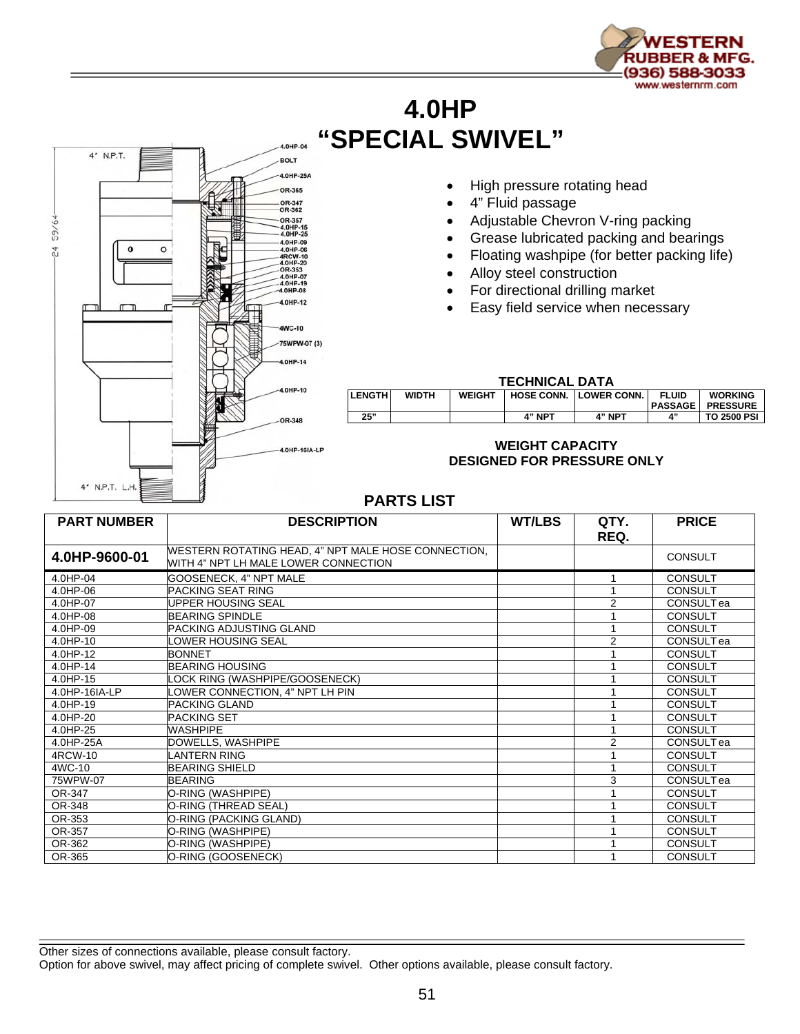# 4.0HP
# "SPECIAL SWIVEL"

- High pressure rotating head
- 4" Fluid passage
- Adjustable Chevron V-ring packing
- Grease lubricated packing and bearings
- Floating washpipe (for better packing life)
- Alloy steel construction
- For directional drilling market
- Easy field service when necessary

### TECHNICAL DATA

| LENGTH | WIDTH | WEIGHT | HOSE CONN. | LOWER CONN. | FLUID PASSAGE | WORKING PRESSURE |
|---|---|---|---|---|---|---|
| 25" | | | 4" NPT | 4" NPT | 4" | TO 2500 PSI |

**WEIGHT CAPACITY**
**DESIGNED FOR PRESSURE ONLY**

## PARTS LIST

| PART NUMBER | DESCRIPTION | WT/LBS | QTY. REQ. | PRICE |
|---|---|---|---|---|
| **4.0HP-9600-01** | WESTERN ROTATING HEAD, 4" NPT MALE HOSE CONNECTION, WITH 4" NPT LH MALE LOWER CONNECTION | | | CONSULT |
| 4.0HP-04 | GOOSENECK, 4" NPT MALE | | 1 | CONSULT |
| 4.0HP-06 | PACKING SEAT RING | | 1 | CONSULT |
| 4.0HP-07 | UPPER HOUSING SEAL | | 2 | CONSULT ea |
| 4.0HP-08 | BEARING SPINDLE | | 1 | CONSULT |
| 4.0HP-09 | PACKING ADJUSTING GLAND | | 1 | CONSULT |
| 4.0HP-10 | LOWER HOUSING SEAL | | 2 | CONSULT ea |
| 4.0HP-12 | BONNET | | 1 | CONSULT |
| 4.0HP-14 | BEARING HOUSING | | 1 | CONSULT |
| 4.0HP-15 | LOCK RING (WASHPIPE/GOOSENECK) | | 1 | CONSULT |
| 4.0HP-16IA-LP | LOWER CONNECTION, 4" NPT LH PIN | | 1 | CONSULT |
| 4.0HP-19 | PACKING GLAND | | 1 | CONSULT |
| 4.0HP-20 | PACKING SET | | 1 | CONSULT |
| 4.0HP-25 | WASHPIPE | | 1 | CONSULT |
| 4.0HP-25A | DOWELLS, WASHPIPE | | 2 | CONSULT ea |
| 4RCW-10 | LANTERN RING | | 1 | CONSULT |
| 4WC-10 | BEARING SHIELD | | 1 | CONSULT |
| 75WPW-07 | BEARING | | 3 | CONSULT ea |
| OR-347 | O-RING (WASHPIPE) | | 1 | CONSULT |
| OR-348 | O-RING (THREAD SEAL) | | 1 | CONSULT |
| OR-353 | O-RING (PACKING GLAND) | | 1 | CONSULT |
| OR-357 | O-RING (WASHPIPE) | | 1 | CONSULT |
| OR-362 | O-RING (WASHPIPE) | | 1 | CONSULT |
| OR-365 | O-RING (GOOSENECK) | | 1 | CONSULT |

Other sizes of connections available, please consult factory.
Option for above swivel, may affect pricing of complete swivel. Other options available, please consult factory.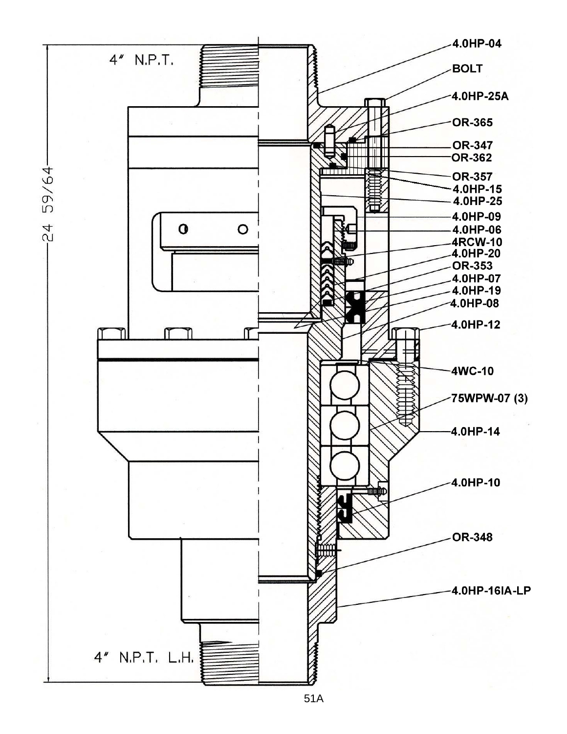4" N.P.T.

24 59/64

4" N.P.T. L.H.

4.0HP-04

BOLT

4.0HP-25A

OR-365

OR-347

OR-362

OR-357

4.0HP-15

4.0HP-25

4.0HP-09

4.0HP-06

4RCW-10

4.0HP-20

OR-353

4.0HP-07

4.0HP-19

4.0HP-08

4.0HP-12

4WC-10

75WPW-07 (3)

4.0HP-14

4.0HP-10

OR-348

4.0HP-16IA-LP